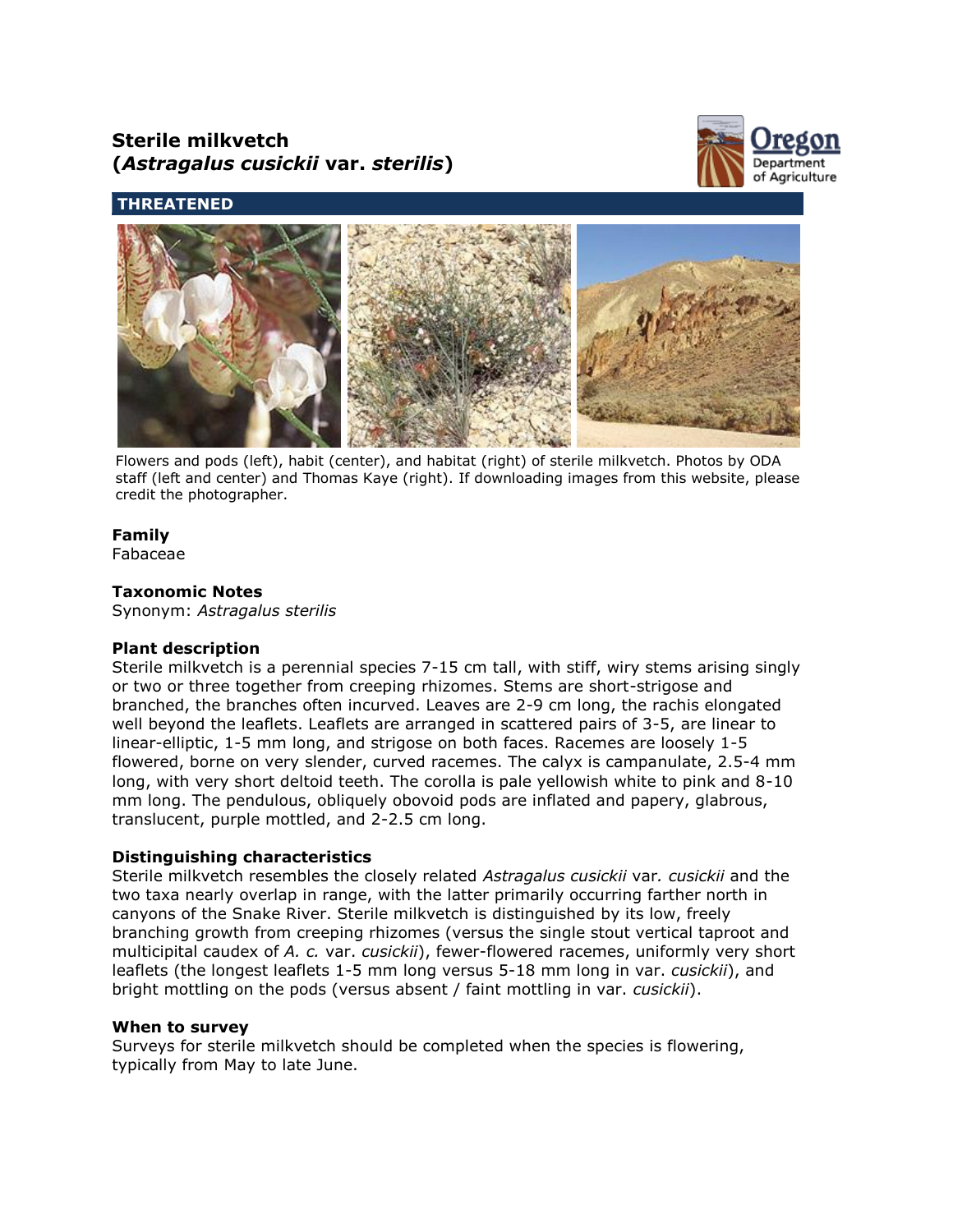# Sterile milkvetch (*Astragalus cusickii* var. *sterilis*)

**THREATENED**

Flowers and pods (left), habit (center), and habitat (right) of sterile milkvetch. Photos by ODA staff (left and center) and Thomas Kaye (right). If downloading images from this website, please credit the photographer.

### Family

Fabaceae

### Taxonomic Notes

Synonym: *Astragalus sterilis*

### Plant description

Sterile milkvetch is a perennial species 7-15 cm tall, with stiff, wiry stems arising singly or two or three together from creeping rhizomes. Stems are short-strigose and branched, the branches often incurved. Leaves are 2-9 cm long, the rachis elongated well beyond the leaflets. Leaflets are arranged in scattered pairs of 3-5, are linear to linear-elliptic, 1-5 mm long, and strigose on both faces. Racemes are loosely 1-5 flowered, borne on very slender, curved racemes. The calyx is campanulate, 2.5-4 mm long, with very short deltoid teeth. The corolla is pale yellowish white to pink and 8-10 mm long. The pendulous, obliquely obovoid pods are inflated and papery, glabrous, translucent, purple mottled, and 2-2.5 cm long.

### Distinguishing characteristics

Sterile milkvetch resembles the closely related *Astragalus cusickii* var. *cusickii* and the two taxa nearly overlap in range, with the latter primarily occurring farther north in canyons of the Snake River. Sterile milkvetch is distinguished by its low, freely branching growth from creeping rhizomes (versus the single stout vertical taproot and multicipital caudex of *A. c.* var. *cusickii*), fewer-flowered racemes, uniformly very short leaflets (the longest leaflets 1-5 mm long versus 5-18 mm long in var. *cusickii*), and bright mottling on the pods (versus absent / faint mottling in var. *cusickii*).

### When to survey

Surveys for sterile milkvetch should be completed when the species is flowering, typically from May to late June.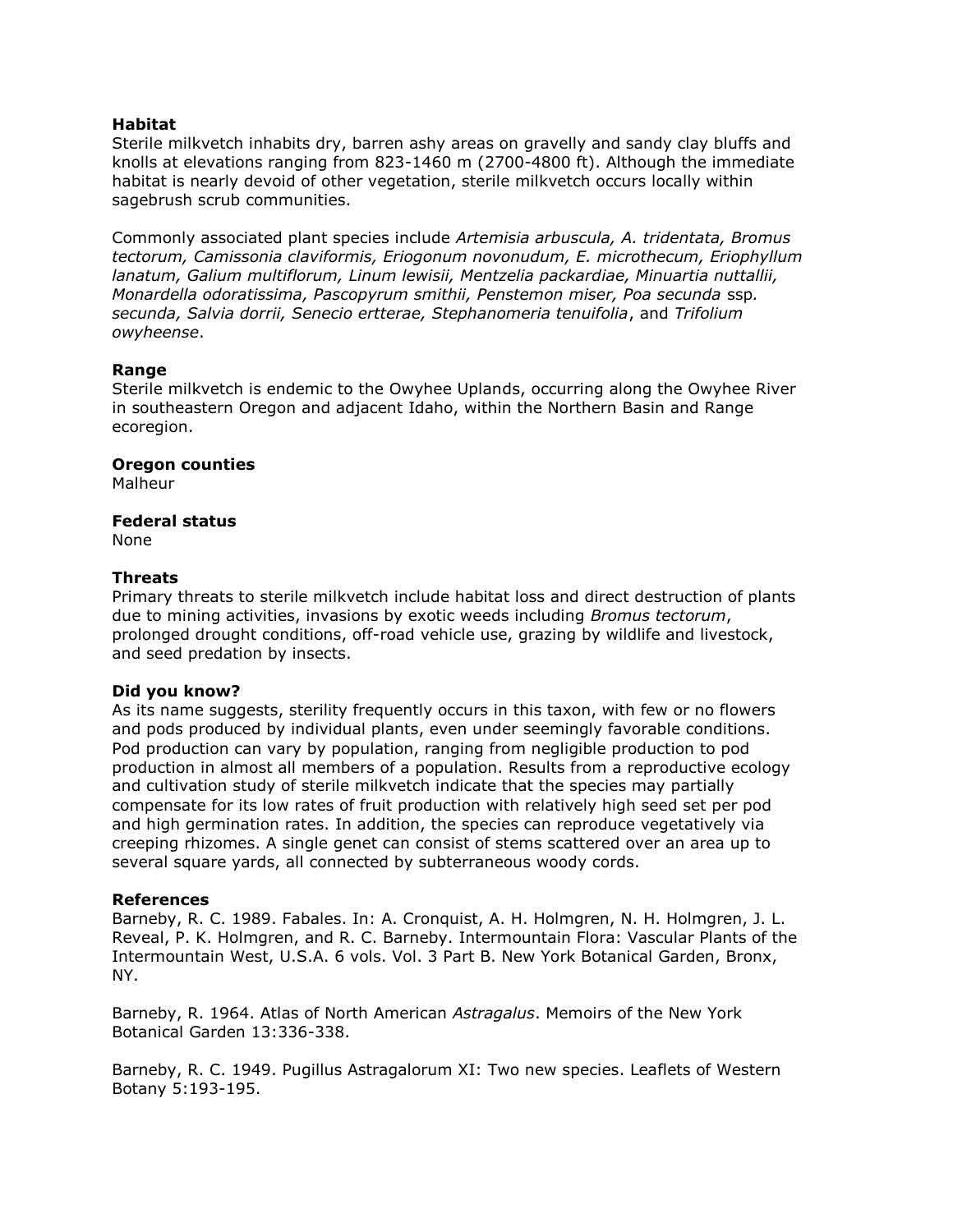**Habitat**
Sterile milkvetch inhabits dry, barren ashy areas on gravelly and sandy clay bluffs and knolls at elevations ranging from 823-1460 m (2700-4800 ft). Although the immediate habitat is nearly devoid of other vegetation, sterile milkvetch occurs locally within sagebrush scrub communities.

Commonly associated plant species include *Artemisia arbuscula, A. tridentata, Bromus tectorum, Camissonia claviformis, Eriogonum novonudum, E. microthecum, Eriophyllum lanatum, Galium multiflorum, Linum lewisii, Mentzelia packardiae, Minuartia nuttallii, Monardella odoratissima, Pascopyrum smithii, Penstemon miser, Poa secunda* ssp. *secunda, Salvia dorrii, Senecio ertterae, Stephanomeria tenuifolia*, and *Trifolium owyheense*.

**Range**
Sterile milkvetch is endemic to the Owyhee Uplands, occurring along the Owyhee River in southeastern Oregon and adjacent Idaho, within the Northern Basin and Range ecoregion.

**Oregon counties**
Malheur

**Federal status**
None

**Threats**
Primary threats to sterile milkvetch include habitat loss and direct destruction of plants due to mining activities, invasions by exotic weeds including *Bromus tectorum*, prolonged drought conditions, off-road vehicle use, grazing by wildlife and livestock, and seed predation by insects.

**Did you know?**
As its name suggests, sterility frequently occurs in this taxon, with few or no flowers and pods produced by individual plants, even under seemingly favorable conditions. Pod production can vary by population, ranging from negligible production to pod production in almost all members of a population. Results from a reproductive ecology and cultivation study of sterile milkvetch indicate that the species may partially compensate for its low rates of fruit production with relatively high seed set per pod and high germination rates. In addition, the species can reproduce vegetatively via creeping rhizomes. A single genet can consist of stems scattered over an area up to several square yards, all connected by subterraneous woody cords.

**References**
Barneby, R. C. 1989. Fabales. In: A. Cronquist, A. H. Holmgren, N. H. Holmgren, J. L. Reveal, P. K. Holmgren, and R. C. Barneby. Intermountain Flora: Vascular Plants of the Intermountain West, U.S.A. 6 vols. Vol. 3 Part B. New York Botanical Garden, Bronx, NY.

Barneby, R. 1964. Atlas of North American *Astragalus*. Memoirs of the New York Botanical Garden 13:336-338.

Barneby, R. C. 1949. Pugillus Astragalorum XI: Two new species. Leaflets of Western Botany 5:193-195.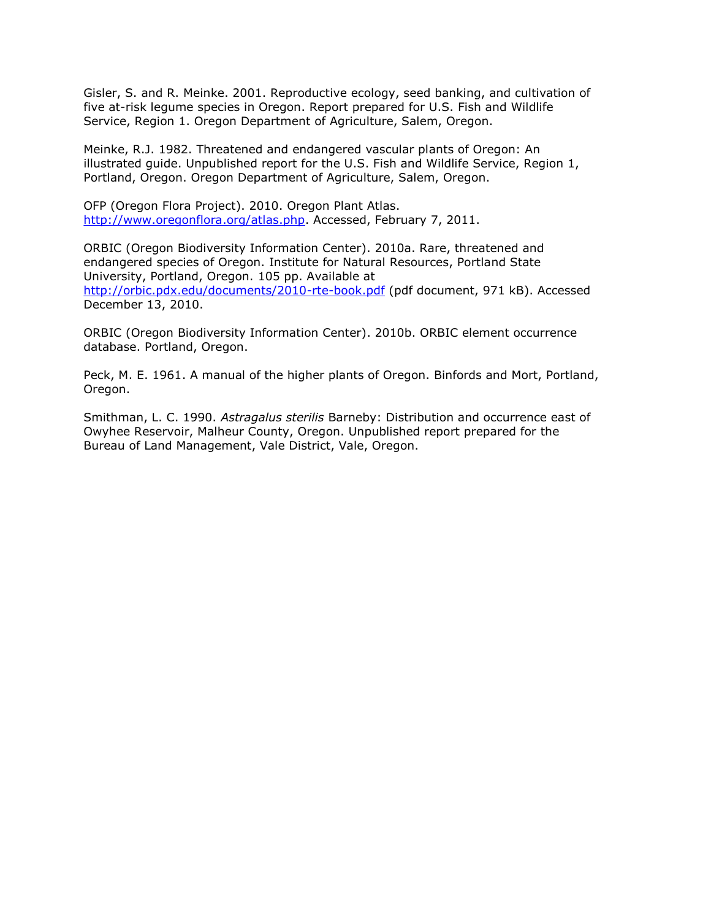Gisler, S. and R. Meinke. 2001. Reproductive ecology, seed banking, and cultivation of five at-risk legume species in Oregon. Report prepared for U.S. Fish and Wildlife Service, Region 1. Oregon Department of Agriculture, Salem, Oregon.

Meinke, R.J. 1982. Threatened and endangered vascular plants of Oregon: An illustrated guide. Unpublished report for the U.S. Fish and Wildlife Service, Region 1, Portland, Oregon. Oregon Department of Agriculture, Salem, Oregon.

OFP (Oregon Flora Project). 2010. Oregon Plant Atlas. [http://www.oregonflora.org/atlas.php](http://www.oregonflora.org/atlas.php). Accessed, February 7, 2011.

ORBIC (Oregon Biodiversity Information Center). 2010a. Rare, threatened and endangered species of Oregon. Institute for Natural Resources, Portland State University, Portland, Oregon. 105 pp. Available at [http://orbic.pdx.edu/documents/2010-rte-book.pdf](http://orbic.pdx.edu/documents/2010-rte-book.pdf) (pdf document, 971 kB). Accessed December 13, 2010.

ORBIC (Oregon Biodiversity Information Center). 2010b. ORBIC element occurrence database. Portland, Oregon.

Peck, M. E. 1961. A manual of the higher plants of Oregon. Binfords and Mort, Portland, Oregon.

Smithman, L. C. 1990. *Astragalus sterilis* Barneby: Distribution and occurrence east of Owyhee Reservoir, Malheur County, Oregon. Unpublished report prepared for the Bureau of Land Management, Vale District, Vale, Oregon.